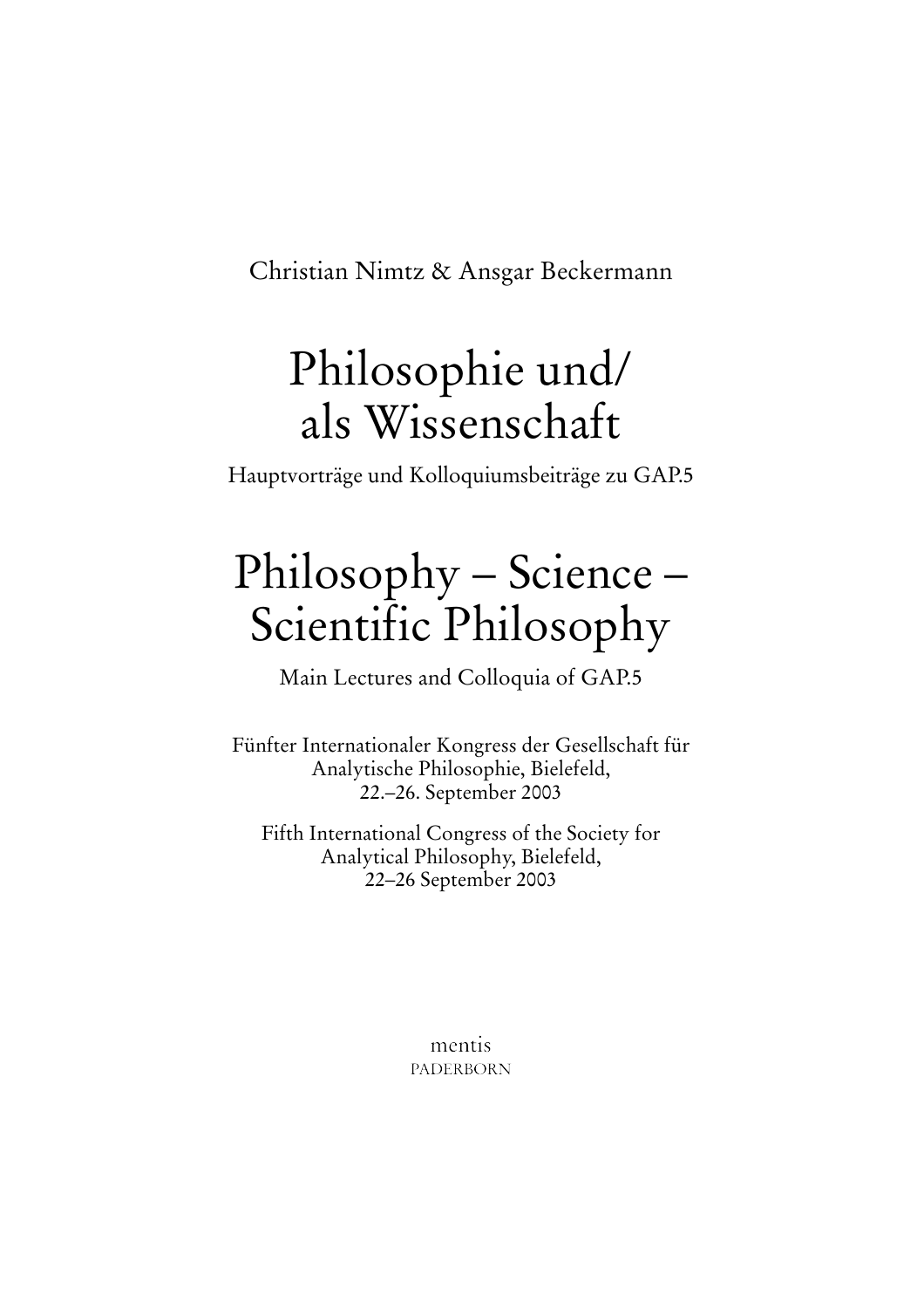Christian Nimtz & Ansgar Beckermann

# Philosophie und/ als Wissenschaft

Hauptvorträge und Kolloquiumsbeiträge zu GAP.5

# Philosophy – Science – Scientific Philosophy

Main Lectures and Colloquia of GAP.5

Fünfter Internationaler Kongress der Gesellschaft für Analytische Philosophie, Bielefeld, 22.–26. September 2003

Fifth International Congress of the Society for Analytical Philosophy, Bielefeld, 22–26 September 2003

mentis
PADERBORN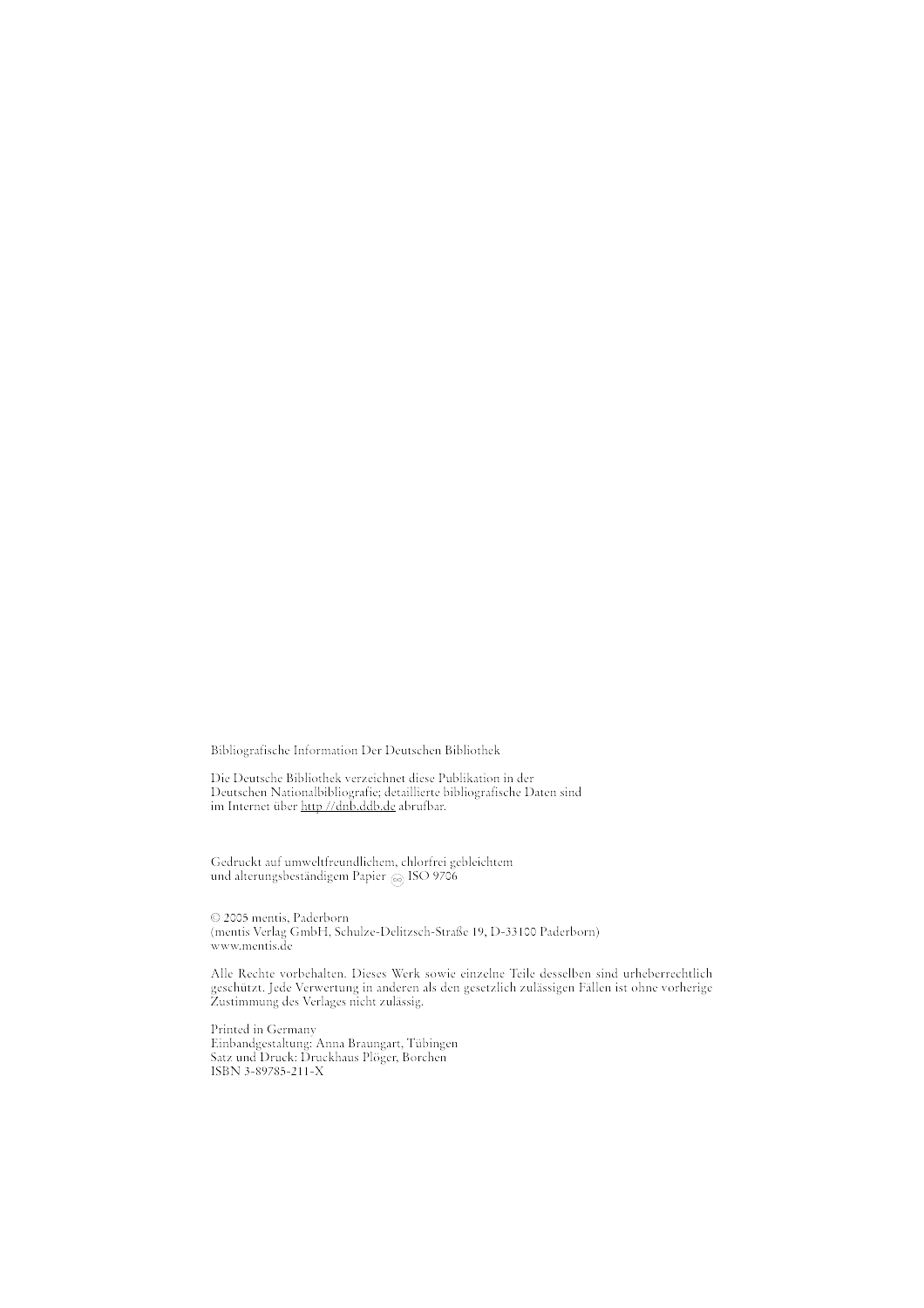Bibliografische Information Der Deutschen Bibliothek

Die Deutsche Bibliothek verzeichnet diese Publikation in der Deutschen Nationalbibliografie; detaillierte bibliografische Daten sind im Internet über http://dnb.ddb.de abrufbar.

Gedruckt auf umweltfreundlichem, chlorfrei gebleichtem und alterungsbeständigem Papier ♾ ISO 9706

© 2005 mentis, Paderborn
(mentis Verlag GmbH, Schulze-Delitzsch-Straße 19, D-33100 Paderborn)
www.mentis.de

Alle Rechte vorbehalten. Dieses Werk sowie einzelne Teile desselben sind urheberrechtlich geschützt. Jede Verwertung in anderen als den gesetzlich zulässigen Fällen ist ohne vorherige Zustimmung des Verlages nicht zulässig.

Printed in Germany
Einbandgestaltung: Anna Braungart, Tübingen
Satz und Druck: Druckhaus Plöger, Borchen
ISBN 3-89785-211-X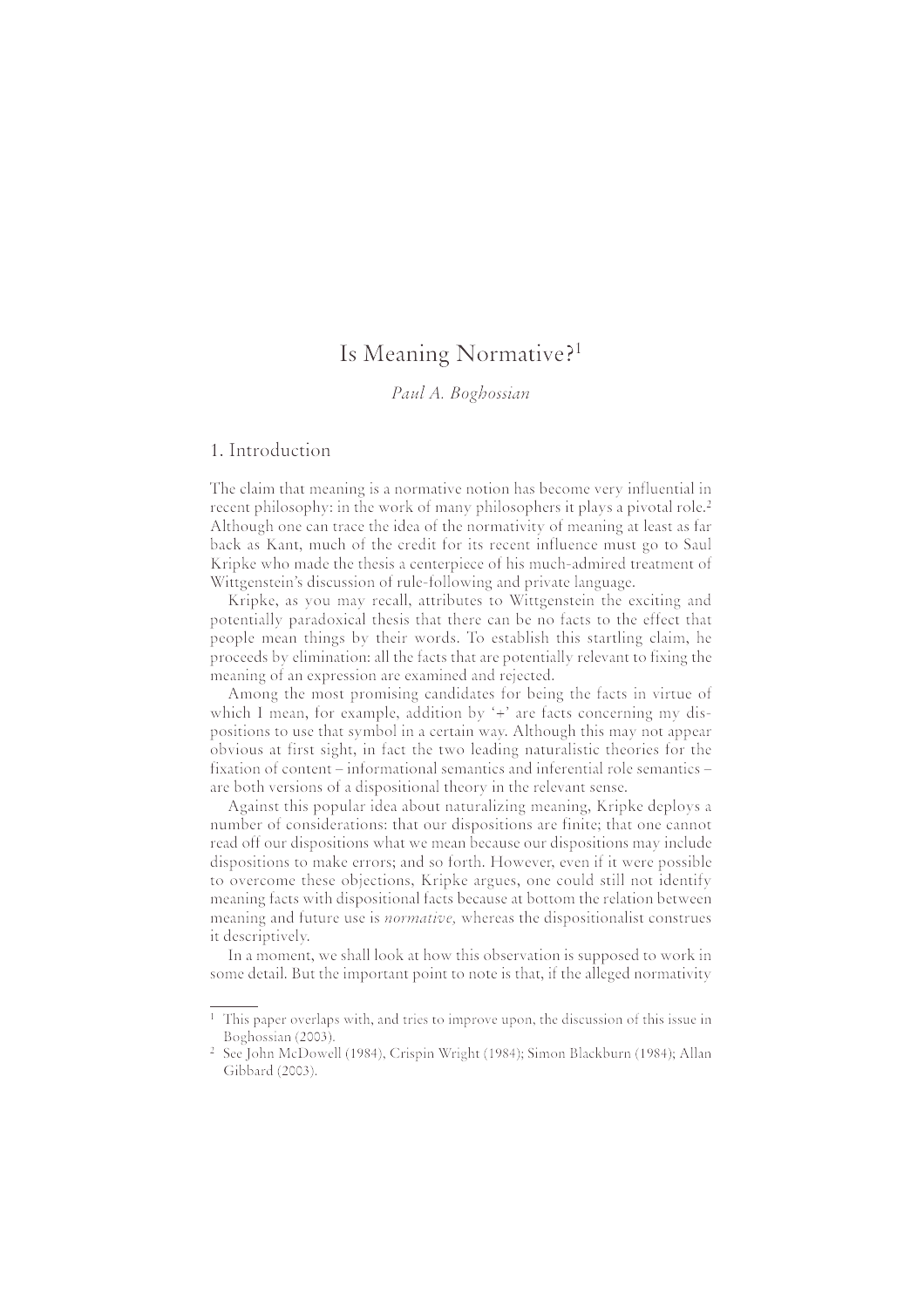# Is Meaning Normative?[1]

*Paul A. Boghossian*

## 1. Introduction

The claim that meaning is a normative notion has become very influential in recent philosophy: in the work of many philosophers it plays a pivotal role.[2] Although one can trace the idea of the normativity of meaning at least as far back as Kant, much of the credit for its recent influence must go to Saul Kripke who made the thesis a centerpiece of his much-admired treatment of Wittgenstein's discussion of rule-following and private language.

Kripke, as you may recall, attributes to Wittgenstein the exciting and potentially paradoxical thesis that there can be no facts to the effect that people mean things by their words. To establish this startling claim, he proceeds by elimination: all the facts that are potentially relevant to fixing the meaning of an expression are examined and rejected.

Among the most promising candidates for being the facts in virtue of which I mean, for example, addition by '+' are facts concerning my dispositions to use that symbol in a certain way. Although this may not appear obvious at first sight, in fact the two leading naturalistic theories for the fixation of content – informational semantics and inferential role semantics – are both versions of a dispositional theory in the relevant sense.

Against this popular idea about naturalizing meaning, Kripke deploys a number of considerations: that our dispositions are finite; that one cannot read off our dispositions what we mean because our dispositions may include dispositions to make errors; and so forth. However, even if it were possible to overcome these objections, Kripke argues, one could still not identify meaning facts with dispositional facts because at bottom the relation between meaning and future use is *normative,* whereas the dispositionalist construes it descriptively.

In a moment, we shall look at how this observation is supposed to work in some detail. But the important point to note is that, if the alleged normativity

---

[1] This paper overlaps with, and tries to improve upon, the discussion of this issue in Boghossian (2003).

[2] See John McDowell (1984), Crispin Wright (1984); Simon Blackburn (1984); Allan Gibbard (2003).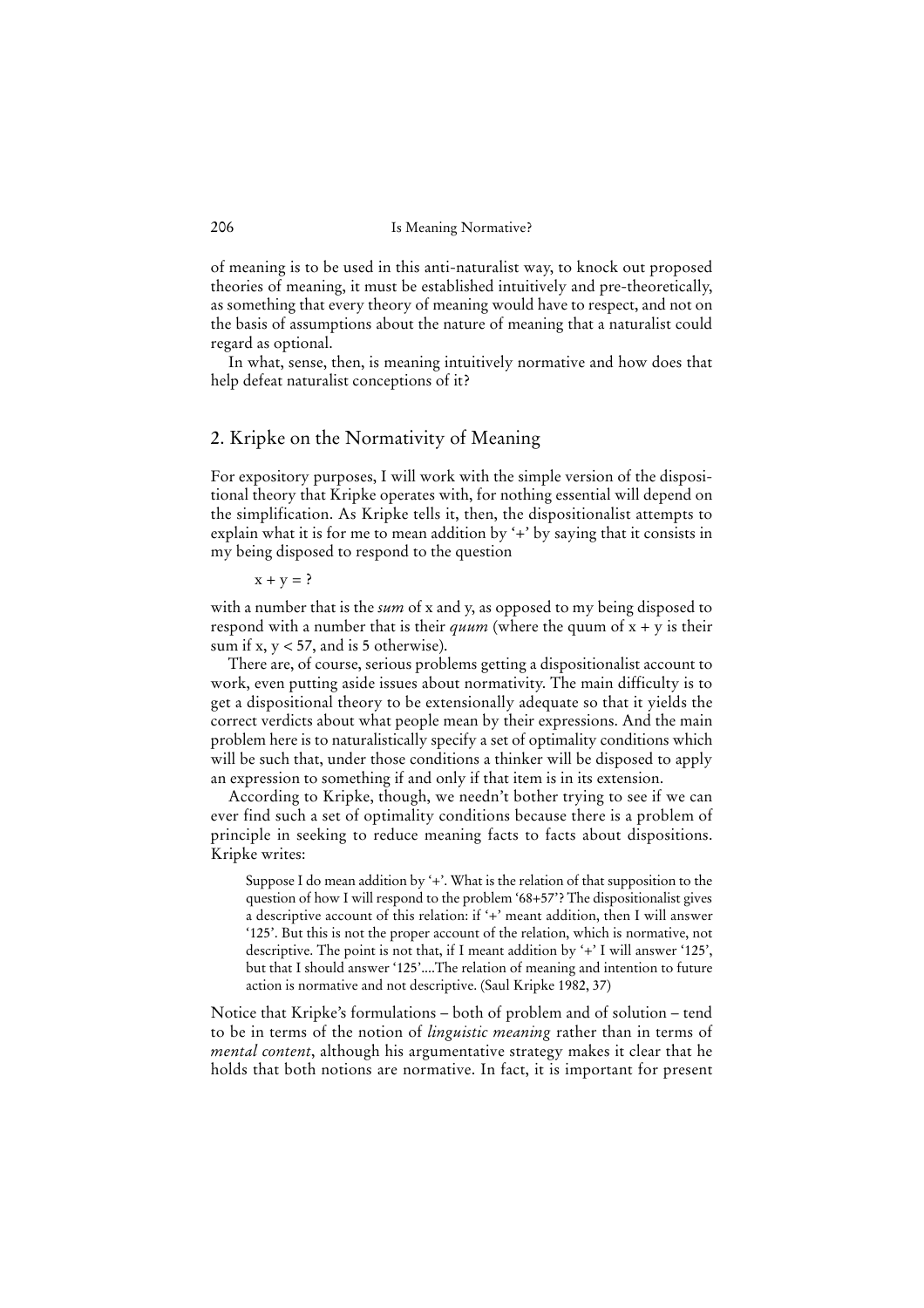of meaning is to be used in this anti-naturalist way, to knock out proposed theories of meaning, it must be established intuitively and pre-theoretically, as something that every theory of meaning would have to respect, and not on the basis of assumptions about the nature of meaning that a naturalist could regard as optional.

In what, sense, then, is meaning intuitively normative and how does that help defeat naturalist conceptions of it?

## 2. Kripke on the Normativity of Meaning

For expository purposes, I will work with the simple version of the dispositional theory that Kripke operates with, for nothing essential will depend on the simplification. As Kripke tells it, then, the dispositionalist attempts to explain what it is for me to mean addition by '+' by saying that it consists in my being disposed to respond to the question

$x + y = ?$

with a number that is the *sum* of x and y, as opposed to my being disposed to respond with a number that is their *quum* (where the quum of $x + y$ is their sum if $x, y < 57$, and is 5 otherwise).

There are, of course, serious problems getting a dispositionalist account to work, even putting aside issues about normativity. The main difficulty is to get a dispositional theory to be extensionally adequate so that it yields the correct verdicts about what people mean by their expressions. And the main problem here is to naturalistically specify a set of optimality conditions which will be such that, under those conditions a thinker will be disposed to apply an expression to something if and only if that item is in its extension.

According to Kripke, though, we needn't bother trying to see if we can ever find such a set of optimality conditions because there is a problem of principle in seeking to reduce meaning facts to facts about dispositions. Kripke writes:

> Suppose I do mean addition by '+'. What is the relation of that supposition to the question of how I will respond to the problem '68+57'? The dispositionalist gives a descriptive account of this relation: if '+' meant addition, then I will answer '125'. But this is not the proper account of the relation, which is normative, not descriptive. The point is not that, if I meant addition by '+' I will answer '125', but that I should answer '125'....The relation of meaning and intention to future action is normative and not descriptive. (Saul Kripke 1982, 37)

Notice that Kripke's formulations – both of problem and of solution – tend to be in terms of the notion of *linguistic meaning* rather than in terms of *mental content*, although his argumentative strategy makes it clear that he holds that both notions are normative. In fact, it is important for present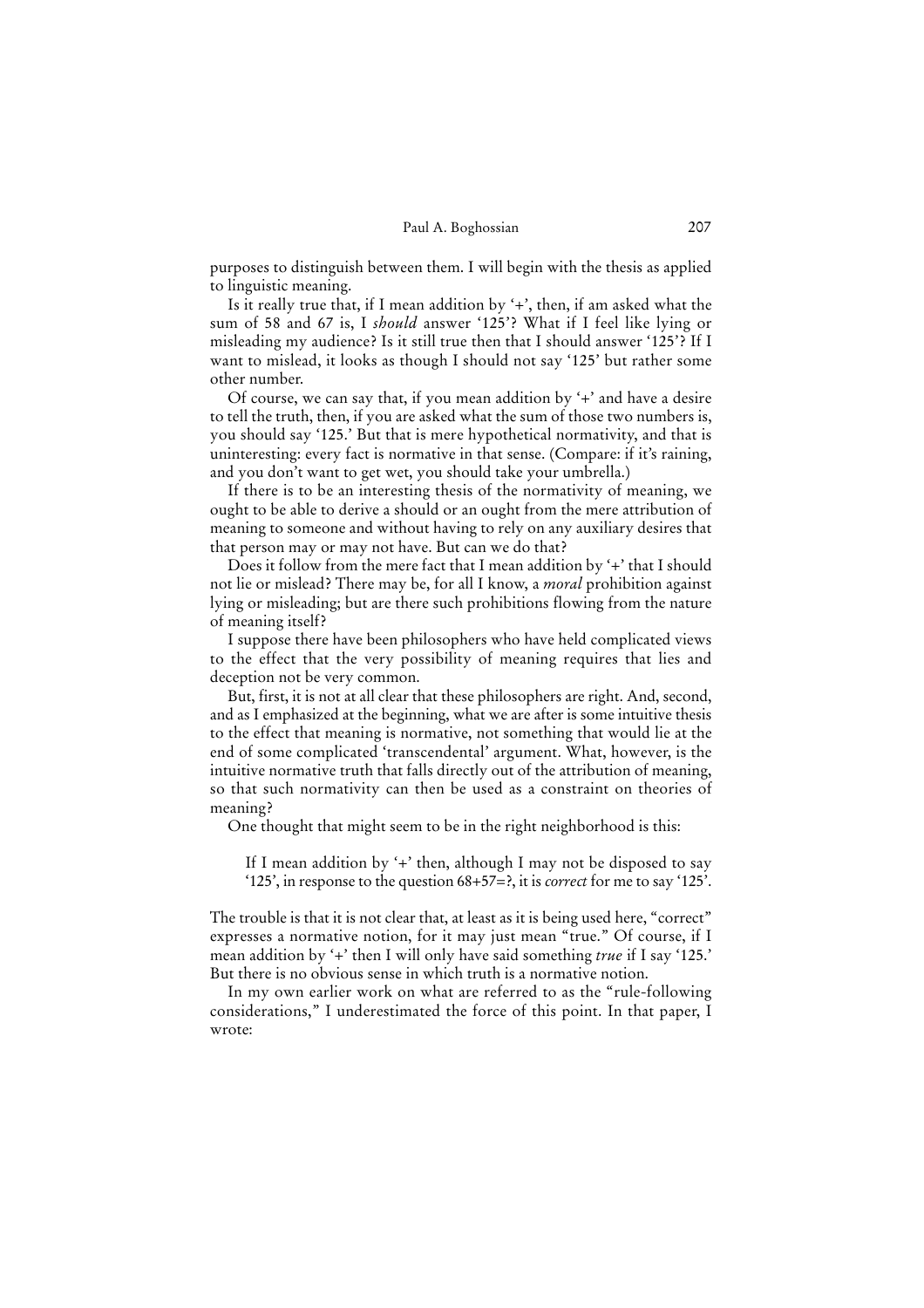purposes to distinguish between them. I will begin with the thesis as applied to linguistic meaning.

Is it really true that, if I mean addition by '+', then, if am asked what the sum of 58 and 67 is, I *should* answer '125'? What if I feel like lying or misleading my audience? Is it still true then that I should answer '125'? If I want to mislead, it looks as though I should not say '125' but rather some other number.

Of course, we can say that, if you mean addition by '+' and have a desire to tell the truth, then, if you are asked what the sum of those two numbers is, you should say '125.' But that is mere hypothetical normativity, and that is uninteresting: every fact is normative in that sense. (Compare: if it's raining, and you don't want to get wet, you should take your umbrella.)

If there is to be an interesting thesis of the normativity of meaning, we ought to be able to derive a should or an ought from the mere attribution of meaning to someone and without having to rely on any auxiliary desires that that person may or may not have. But can we do that?

Does it follow from the mere fact that I mean addition by '+' that I should not lie or mislead? There may be, for all I know, a *moral* prohibition against lying or misleading; but are there such prohibitions flowing from the nature of meaning itself?

I suppose there have been philosophers who have held complicated views to the effect that the very possibility of meaning requires that lies and deception not be very common.

But, first, it is not at all clear that these philosophers are right. And, second, and as I emphasized at the beginning, what we are after is some intuitive thesis to the effect that meaning is normative, not something that would lie at the end of some complicated 'transcendental' argument. What, however, is the intuitive normative truth that falls directly out of the attribution of meaning, so that such normativity can then be used as a constraint on theories of meaning?

One thought that might seem to be in the right neighborhood is this:

> If I mean addition by '+' then, although I may not be disposed to say '125', in response to the question 68+57=?, it is *correct* for me to say '125'.

The trouble is that it is not clear that, at least as it is being used here, "correct" expresses a normative notion, for it may just mean "true." Of course, if I mean addition by '+' then I will only have said something *true* if I say '125.' But there is no obvious sense in which truth is a normative notion.

In my own earlier work on what are referred to as the "rule-following considerations," I underestimated the force of this point. In that paper, I wrote: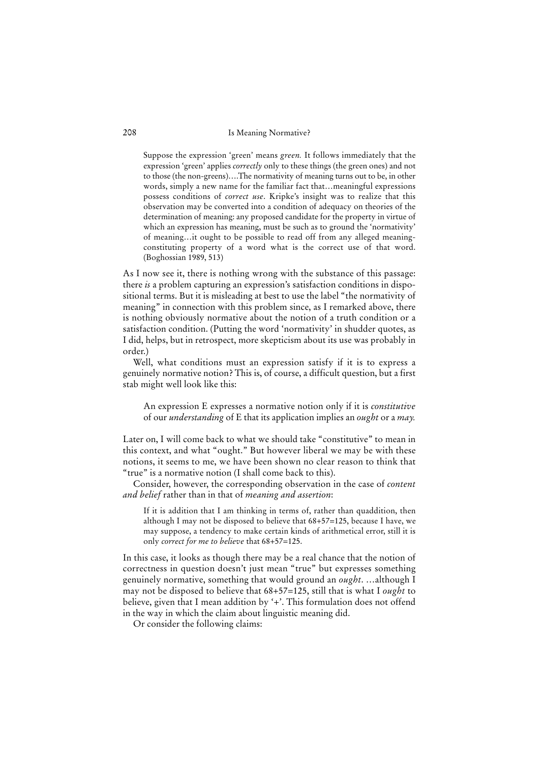> Suppose the expression 'green' means *green.* It follows immediately that the expression 'green' applies *correctly* only to these things (the green ones) and not to those (the non-greens)....The normativity of meaning turns out to be, in other words, simply a new name for the familiar fact that...meaningful expressions possess conditions of *correct use*. Kripke's insight was to realize that this observation may be converted into a condition of adequacy on theories of the determination of meaning: any proposed candidate for the property in virtue of which an expression has meaning, must be such as to ground the 'normativity' of meaning...it ought to be possible to read off from any alleged meaning-constituting property of a word what is the correct use of that word. (Boghossian 1989, 513)

As I now see it, there is nothing wrong with the substance of this passage: there *is* a problem capturing an expression's satisfaction conditions in dispositional terms. But it is misleading at best to use the label "the normativity of meaning" in connection with this problem since, as I remarked above, there is nothing obviously normative about the notion of a truth condition or a satisfaction condition. (Putting the word 'normativity' in shudder quotes, as I did, helps, but in retrospect, more skepticism about its use was probably in order.)

Well, what conditions must an expression satisfy if it is to express a genuinely normative notion? This is, of course, a difficult question, but a first stab might well look like this:

> An expression E expresses a normative notion only if it is *constitutive* of our *understanding* of E that its application implies an *ought* or a *may.*

Later on, I will come back to what we should take "constitutive" to mean in this context, and what "ought." But however liberal we may be with these notions, it seems to me, we have been shown no clear reason to think that "true" is a normative notion (I shall come back to this).

Consider, however, the corresponding observation in the case of *content and belief* rather than in that of *meaning and assertion*:

> If it is addition that I am thinking in terms of, rather than quaddition, then although I may not be disposed to believe that 68+57=125, because I have, we may suppose, a tendency to make certain kinds of arithmetical error, still it is only *correct for me to believe* that 68+57=125.

In this case, it looks as though there may be a real chance that the notion of correctness in question doesn't just mean "true" but expresses something genuinely normative, something that would ground an *ought*. ...although I may not be disposed to believe that 68+57=125, still that is what I *ought* to believe, given that I mean addition by '+'. This formulation does not offend in the way in which the claim about linguistic meaning did.

Or consider the following claims: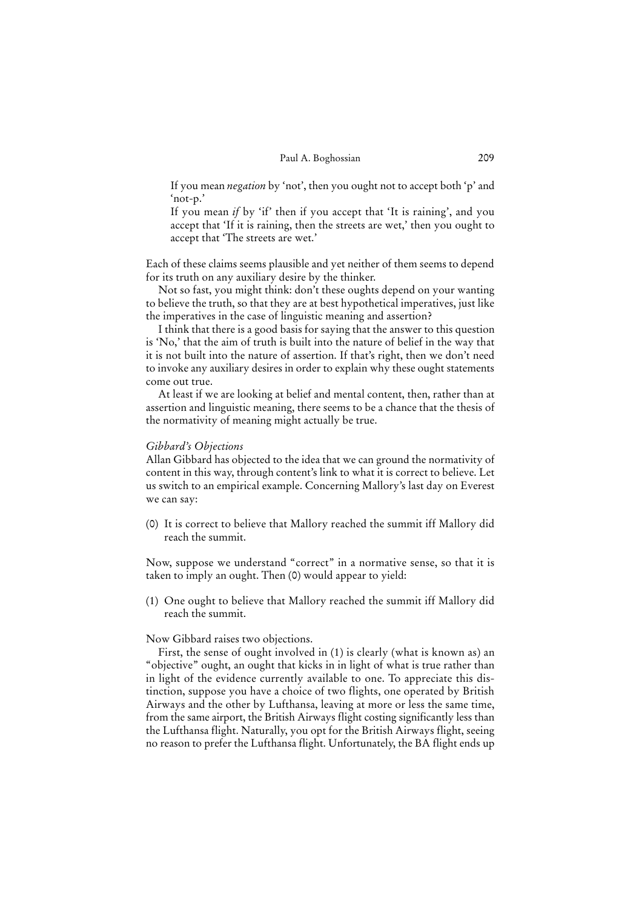If you mean *negation* by 'not', then you ought not to accept both 'p' and 'not-p.'

If you mean *if* by 'if' then if you accept that 'It is raining', and you accept that 'If it is raining, then the streets are wet,' then you ought to accept that 'The streets are wet.'

Each of these claims seems plausible and yet neither of them seems to depend for its truth on any auxiliary desire by the thinker.

Not so fast, you might think: don't these oughts depend on your wanting to believe the truth, so that they are at best hypothetical imperatives, just like the imperatives in the case of linguistic meaning and assertion?

I think that there is a good basis for saying that the answer to this question is 'No,' that the aim of truth is built into the nature of belief in the way that it is not built into the nature of assertion. If that's right, then we don't need to invoke any auxiliary desires in order to explain why these ought statements come out true.

At least if we are looking at belief and mental content, then, rather than at assertion and linguistic meaning, there seems to be a chance that the thesis of the normativity of meaning might actually be true.

*Gibbard's Objections*

Allan Gibbard has objected to the idea that we can ground the normativity of content in this way, through content's link to what it is correct to believe. Let us switch to an empirical example. Concerning Mallory's last day on Everest we can say:

(0) It is correct to believe that Mallory reached the summit iff Mallory did reach the summit.

Now, suppose we understand "correct" in a normative sense, so that it is taken to imply an ought. Then (0) would appear to yield:

(1) One ought to believe that Mallory reached the summit iff Mallory did reach the summit.

Now Gibbard raises two objections.

First, the sense of ought involved in (1) is clearly (what is known as) an "objective" ought, an ought that kicks in in light of what is true rather than in light of the evidence currently available to one. To appreciate this distinction, suppose you have a choice of two flights, one operated by British Airways and the other by Lufthansa, leaving at more or less the same time, from the same airport, the British Airways flight costing significantly less than the Lufthansa flight. Naturally, you opt for the British Airways flight, seeing no reason to prefer the Lufthansa flight. Unfortunately, the BA flight ends up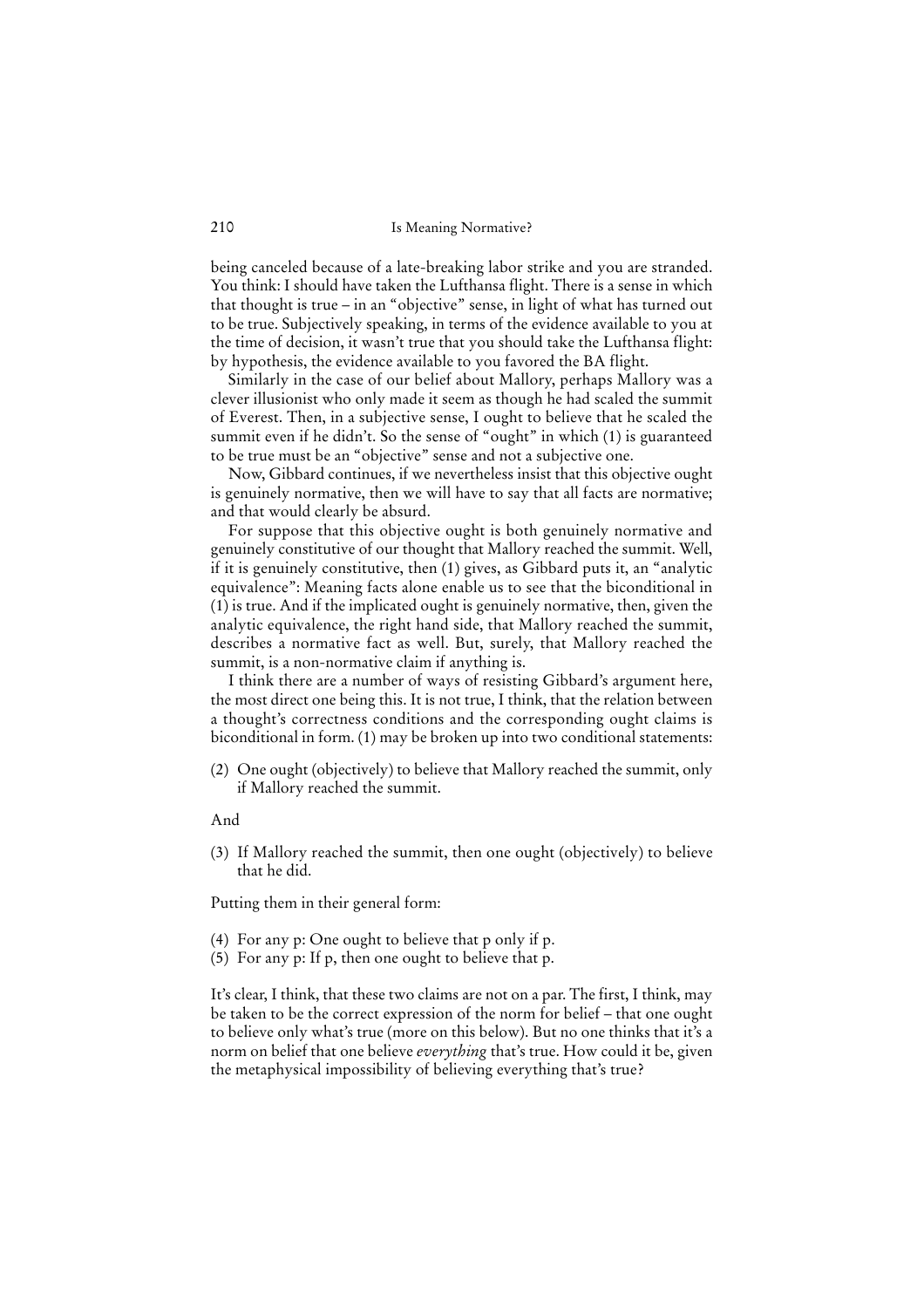being canceled because of a late-breaking labor strike and you are stranded. You think: I should have taken the Lufthansa flight. There is a sense in which that thought is true – in an "objective" sense, in light of what has turned out to be true. Subjectively speaking, in terms of the evidence available to you at the time of decision, it wasn't true that you should take the Lufthansa flight: by hypothesis, the evidence available to you favored the BA flight.

Similarly in the case of our belief about Mallory, perhaps Mallory was a clever illusionist who only made it seem as though he had scaled the summit of Everest. Then, in a subjective sense, I ought to believe that he scaled the summit even if he didn't. So the sense of "ought" in which (1) is guaranteed to be true must be an "objective" sense and not a subjective one.

Now, Gibbard continues, if we nevertheless insist that this objective ought is genuinely normative, then we will have to say that all facts are normative; and that would clearly be absurd.

For suppose that this objective ought is both genuinely normative and genuinely constitutive of our thought that Mallory reached the summit. Well, if it is genuinely constitutive, then (1) gives, as Gibbard puts it, an "analytic equivalence": Meaning facts alone enable us to see that the biconditional in (1) is true. And if the implicated ought is genuinely normative, then, given the analytic equivalence, the right hand side, that Mallory reached the summit, describes a normative fact as well. But, surely, that Mallory reached the summit, is a non-normative claim if anything is.

I think there are a number of ways of resisting Gibbard's argument here, the most direct one being this. It is not true, I think, that the relation between a thought's correctness conditions and the corresponding ought claims is biconditional in form. (1) may be broken up into two conditional statements:

(2) One ought (objectively) to believe that Mallory reached the summit, only if Mallory reached the summit.

And

(3) If Mallory reached the summit, then one ought (objectively) to believe that he did.

Putting them in their general form:

(4) For any p: One ought to believe that p only if p.
(5) For any p: If p, then one ought to believe that p.

It's clear, I think, that these two claims are not on a par. The first, I think, may be taken to be the correct expression of the norm for belief – that one ought to believe only what's true (more on this below). But no one thinks that it's a norm on belief that one believe *everything* that's true. How could it be, given the metaphysical impossibility of believing everything that's true?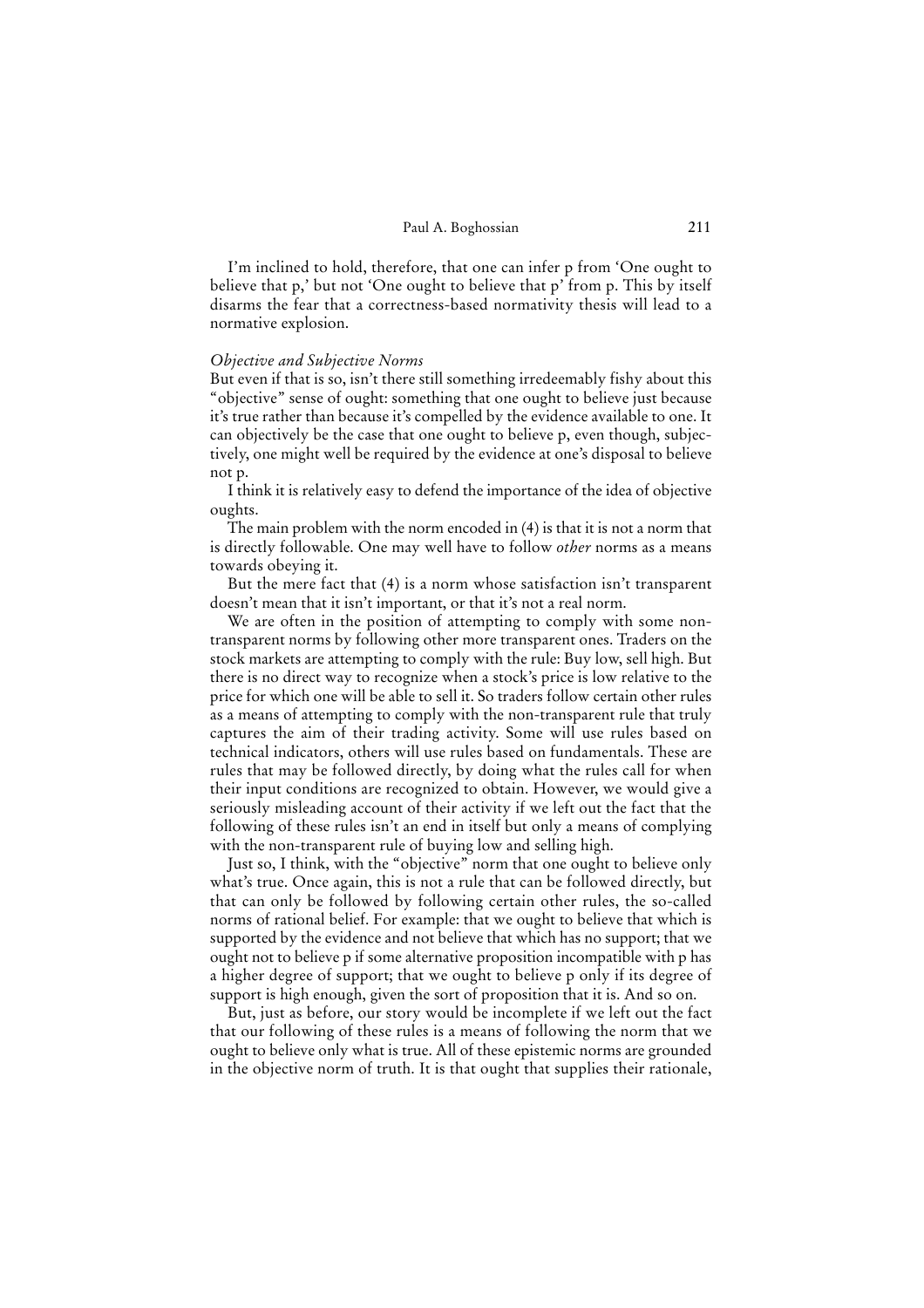I'm inclined to hold, therefore, that one can infer p from 'One ought to believe that p,' but not 'One ought to believe that p' from p. This by itself disarms the fear that a correctness-based normativity thesis will lead to a normative explosion.

*Objective and Subjective Norms*

But even if that is so, isn't there still something irredeemably fishy about this "objective" sense of ought: something that one ought to believe just because it's true rather than because it's compelled by the evidence available to one. It can objectively be the case that one ought to believe p, even though, subjectively, one might well be required by the evidence at one's disposal to believe not p.

I think it is relatively easy to defend the importance of the idea of objective oughts.

The main problem with the norm encoded in (4) is that it is not a norm that is directly followable. One may well have to follow *other* norms as a means towards obeying it.

But the mere fact that (4) is a norm whose satisfaction isn't transparent doesn't mean that it isn't important, or that it's not a real norm.

We are often in the position of attempting to comply with some non-transparent norms by following other more transparent ones. Traders on the stock markets are attempting to comply with the rule: Buy low, sell high. But there is no direct way to recognize when a stock's price is low relative to the price for which one will be able to sell it. So traders follow certain other rules as a means of attempting to comply with the non-transparent rule that truly captures the aim of their trading activity. Some will use rules based on technical indicators, others will use rules based on fundamentals. These are rules that may be followed directly, by doing what the rules call for when their input conditions are recognized to obtain. However, we would give a seriously misleading account of their activity if we left out the fact that the following of these rules isn't an end in itself but only a means of complying with the non-transparent rule of buying low and selling high.

Just so, I think, with the "objective" norm that one ought to believe only what's true. Once again, this is not a rule that can be followed directly, but that can only be followed by following certain other rules, the so-called norms of rational belief. For example: that we ought to believe that which is supported by the evidence and not believe that which has no support; that we ought not to believe p if some alternative proposition incompatible with p has a higher degree of support; that we ought to believe p only if its degree of support is high enough, given the sort of proposition that it is. And so on.

But, just as before, our story would be incomplete if we left out the fact that our following of these rules is a means of following the norm that we ought to believe only what is true. All of these epistemic norms are grounded in the objective norm of truth. It is that ought that supplies their rationale,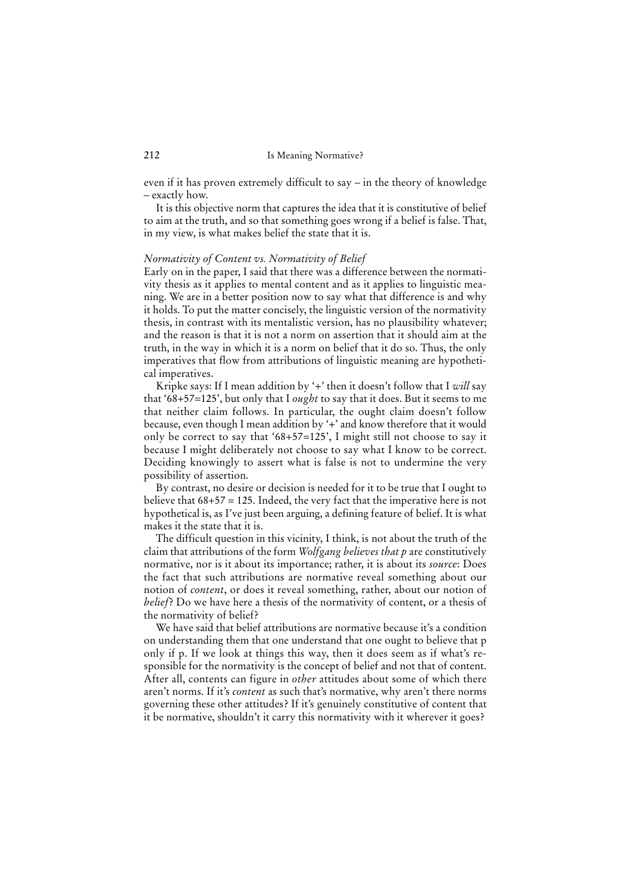even if it has proven extremely difficult to say – in the theory of knowledge – exactly how.

It is this objective norm that captures the idea that it is constitutive of belief to aim at the truth, and so that something goes wrong if a belief is false. That, in my view, is what makes belief the state that it is.

*Normativity of Content vs. Normativity of Belief*

Early on in the paper, I said that there was a difference between the normativity thesis as it applies to mental content and as it applies to linguistic meaning. We are in a better position now to say what that difference is and why it holds. To put the matter concisely, the linguistic version of the normativity thesis, in contrast with its mentalistic version, has no plausibility whatever; and the reason is that it is not a norm on assertion that it should aim at the truth, in the way in which it is a norm on belief that it do so. Thus, the only imperatives that flow from attributions of linguistic meaning are hypothetical imperatives.

Kripke says: If I mean addition by '+' then it doesn't follow that I *will* say that '68+57=125', but only that I *ought* to say that it does. But it seems to me that neither claim follows. In particular, the ought claim doesn't follow because, even though I mean addition by '+' and know therefore that it would only be correct to say that '68+57=125', I might still not choose to say it because I might deliberately not choose to say what I know to be correct. Deciding knowingly to assert what is false is not to undermine the very possibility of assertion.

By contrast, no desire or decision is needed for it to be true that I ought to believe that 68+57 = 125. Indeed, the very fact that the imperative here is not hypothetical is, as I've just been arguing, a defining feature of belief. It is what makes it the state that it is.

The difficult question in this vicinity, I think, is not about the truth of the claim that attributions of the form *Wolfgang believes that p* are constitutively normative, nor is it about its importance; rather, it is about its *source*: Does the fact that such attributions are normative reveal something about our notion of *content*, or does it reveal something, rather, about our notion of *belief*? Do we have here a thesis of the normativity of content, or a thesis of the normativity of belief?

We have said that belief attributions are normative because it's a condition on understanding them that one understand that one ought to believe that p only if p. If we look at things this way, then it does seem as if what's responsible for the normativity is the concept of belief and not that of content. After all, contents can figure in *other* attitudes about some of which there aren't norms. If it's *content* as such that's normative, why aren't there norms governing these other attitudes? If it's genuinely constitutive of content that it be normative, shouldn't it carry this normativity with it wherever it goes?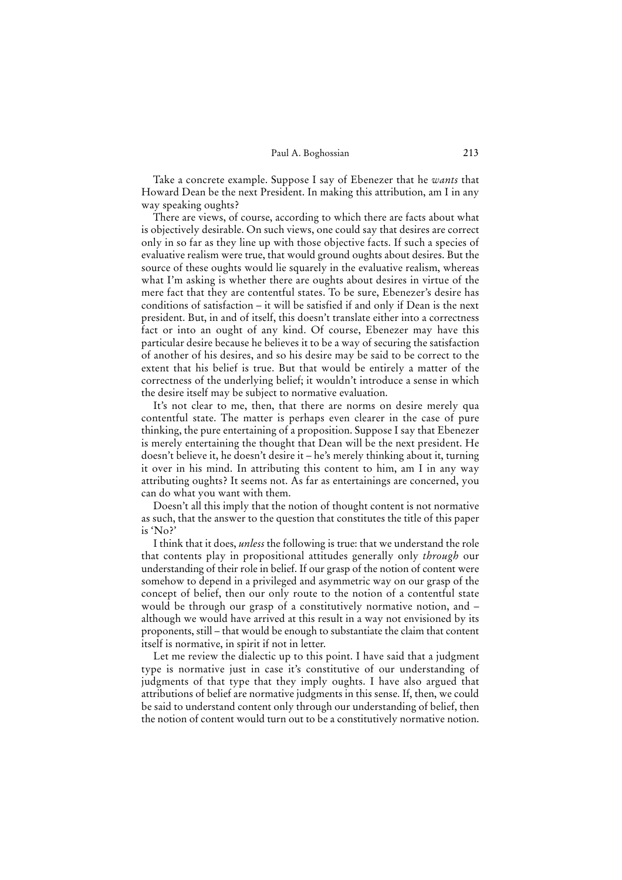Take a concrete example. Suppose I say of Ebenezer that he *wants* that Howard Dean be the next President. In making this attribution, am I in any way speaking oughts?

There are views, of course, according to which there are facts about what is objectively desirable. On such views, one could say that desires are correct only in so far as they line up with those objective facts. If such a species of evaluative realism were true, that would ground oughts about desires. But the source of these oughts would lie squarely in the evaluative realism, whereas what I'm asking is whether there are oughts about desires in virtue of the mere fact that they are contentful states. To be sure, Ebenezer's desire has conditions of satisfaction – it will be satisfied if and only if Dean is the next president. But, in and of itself, this doesn't translate either into a correctness fact or into an ought of any kind. Of course, Ebenezer may have this particular desire because he believes it to be a way of securing the satisfaction of another of his desires, and so his desire may be said to be correct to the extent that his belief is true. But that would be entirely a matter of the correctness of the underlying belief; it wouldn't introduce a sense in which the desire itself may be subject to normative evaluation.

It's not clear to me, then, that there are norms on desire merely qua contentful state. The matter is perhaps even clearer in the case of pure thinking, the pure entertaining of a proposition. Suppose I say that Ebenezer is merely entertaining the thought that Dean will be the next president. He doesn't believe it, he doesn't desire it – he's merely thinking about it, turning it over in his mind. In attributing this content to him, am I in any way attributing oughts? It seems not. As far as entertainings are concerned, you can do what you want with them.

Doesn't all this imply that the notion of thought content is not normative as such, that the answer to the question that constitutes the title of this paper is 'No?'

I think that it does, *unless* the following is true: that we understand the role that contents play in propositional attitudes generally only *through* our understanding of their role in belief. If our grasp of the notion of content were somehow to depend in a privileged and asymmetric way on our grasp of the concept of belief, then our only route to the notion of a contentful state would be through our grasp of a constitutively normative notion, and – although we would have arrived at this result in a way not envisioned by its proponents, still – that would be enough to substantiate the claim that content itself is normative, in spirit if not in letter.

Let me review the dialectic up to this point. I have said that a judgment type is normative just in case it's constitutive of our understanding of judgments of that type that they imply oughts. I have also argued that attributions of belief are normative judgments in this sense. If, then, we could be said to understand content only through our understanding of belief, then the notion of content would turn out to be a constitutively normative notion.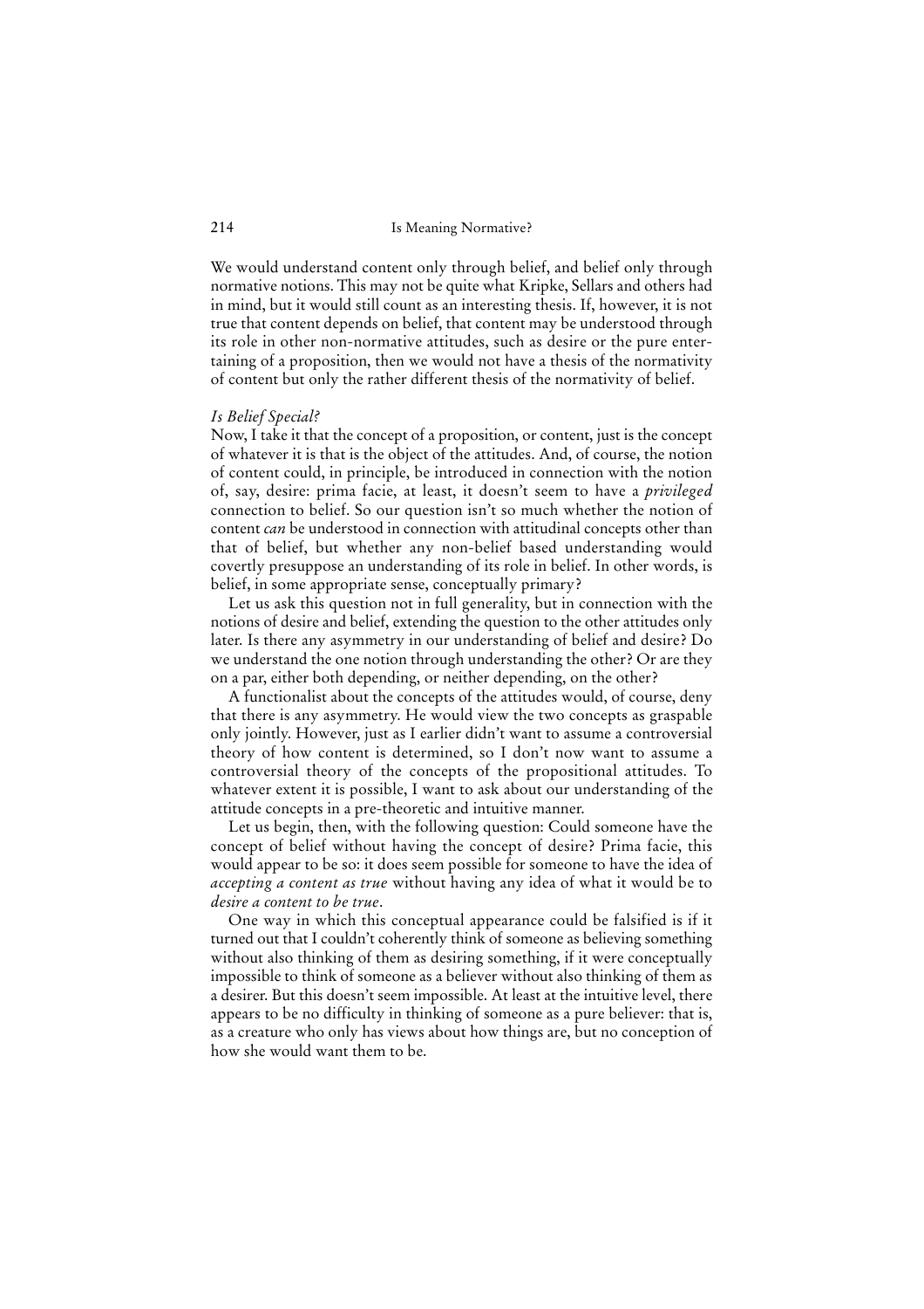We would understand content only through belief, and belief only through normative notions. This may not be quite what Kripke, Sellars and others had in mind, but it would still count as an interesting thesis. If, however, it is not true that content depends on belief, that content may be understood through its role in other non-normative attitudes, such as desire or the pure entertaining of a proposition, then we would not have a thesis of the normativity of content but only the rather different thesis of the normativity of belief.

*Is Belief Special?*

Now, I take it that the concept of a proposition, or content, just is the concept of whatever it is that is the object of the attitudes. And, of course, the notion of content could, in principle, be introduced in connection with the notion of, say, desire: prima facie, at least, it doesn't seem to have a *privileged* connection to belief. So our question isn't so much whether the notion of content *can* be understood in connection with attitudinal concepts other than that of belief, but whether any non-belief based understanding would covertly presuppose an understanding of its role in belief. In other words, is belief, in some appropriate sense, conceptually primary?

Let us ask this question not in full generality, but in connection with the notions of desire and belief, extending the question to the other attitudes only later. Is there any asymmetry in our understanding of belief and desire? Do we understand the one notion through understanding the other? Or are they on a par, either both depending, or neither depending, on the other?

A functionalist about the concepts of the attitudes would, of course, deny that there is any asymmetry. He would view the two concepts as graspable only jointly. However, just as I earlier didn't want to assume a controversial theory of how content is determined, so I don't now want to assume a controversial theory of the concepts of the propositional attitudes. To whatever extent it is possible, I want to ask about our understanding of the attitude concepts in a pre-theoretic and intuitive manner.

Let us begin, then, with the following question: Could someone have the concept of belief without having the concept of desire? Prima facie, this would appear to be so: it does seem possible for someone to have the idea of *accepting a content as true* without having any idea of what it would be to *desire a content to be true*.

One way in which this conceptual appearance could be falsified is if it turned out that I couldn't coherently think of someone as believing something without also thinking of them as desiring something, if it were conceptually impossible to think of someone as a believer without also thinking of them as a desirer. But this doesn't seem impossible. At least at the intuitive level, there appears to be no difficulty in thinking of someone as a pure believer: that is, as a creature who only has views about how things are, but no conception of how she would want them to be.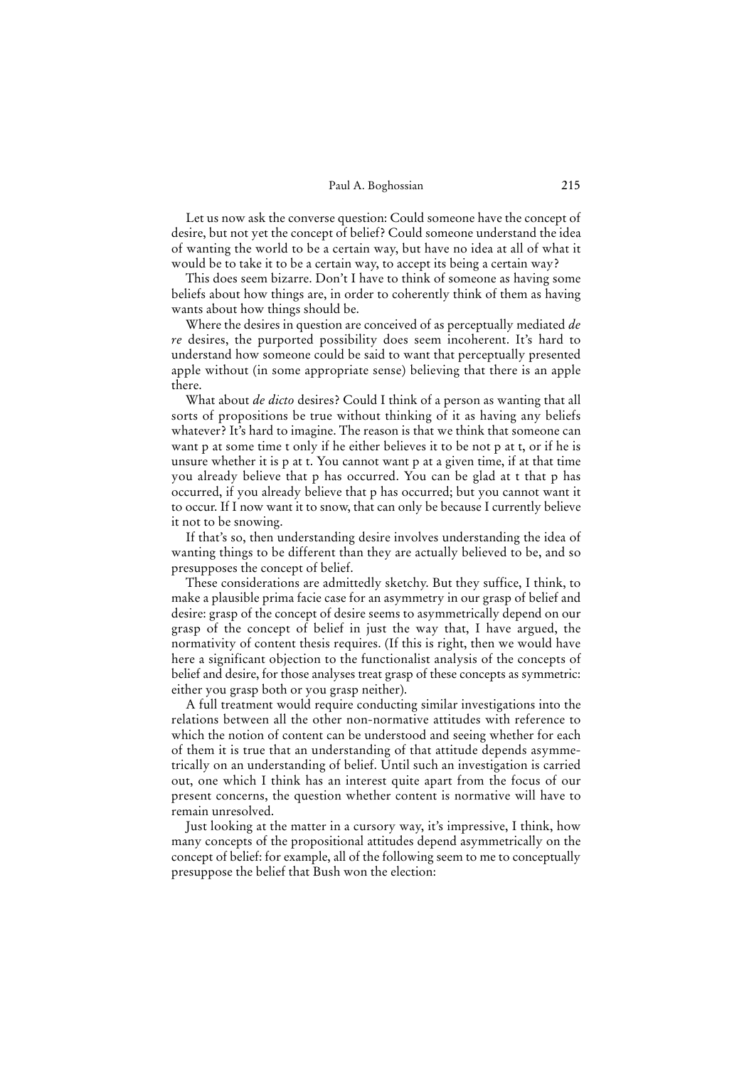Let us now ask the converse question: Could someone have the concept of desire, but not yet the concept of belief? Could someone understand the idea of wanting the world to be a certain way, but have no idea at all of what it would be to take it to be a certain way, to accept its being a certain way?

This does seem bizarre. Don't I have to think of someone as having some beliefs about how things are, in order to coherently think of them as having wants about how things should be.

Where the desires in question are conceived of as perceptually mediated *de re* desires, the purported possibility does seem incoherent. It's hard to understand how someone could be said to want that perceptually presented apple without (in some appropriate sense) believing that there is an apple there.

What about *de dicto* desires? Could I think of a person as wanting that all sorts of propositions be true without thinking of it as having any beliefs whatever? It's hard to imagine. The reason is that we think that someone can want p at some time t only if he either believes it to be not p at t, or if he is unsure whether it is p at t. You cannot want p at a given time, if at that time you already believe that p has occurred. You can be glad at t that p has occurred, if you already believe that p has occurred; but you cannot want it to occur. If I now want it to snow, that can only be because I currently believe it not to be snowing.

If that's so, then understanding desire involves understanding the idea of wanting things to be different than they are actually believed to be, and so presupposes the concept of belief.

These considerations are admittedly sketchy. But they suffice, I think, to make a plausible prima facie case for an asymmetry in our grasp of belief and desire: grasp of the concept of desire seems to asymmetrically depend on our grasp of the concept of belief in just the way that, I have argued, the normativity of content thesis requires. (If this is right, then we would have here a significant objection to the functionalist analysis of the concepts of belief and desire, for those analyses treat grasp of these concepts as symmetric: either you grasp both or you grasp neither).

A full treatment would require conducting similar investigations into the relations between all the other non-normative attitudes with reference to which the notion of content can be understood and seeing whether for each of them it is true that an understanding of that attitude depends asymmetrically on an understanding of belief. Until such an investigation is carried out, one which I think has an interest quite apart from the focus of our present concerns, the question whether content is normative will have to remain unresolved.

Just looking at the matter in a cursory way, it's impressive, I think, how many concepts of the propositional attitudes depend asymmetrically on the concept of belief: for example, all of the following seem to me to conceptually presuppose the belief that Bush won the election: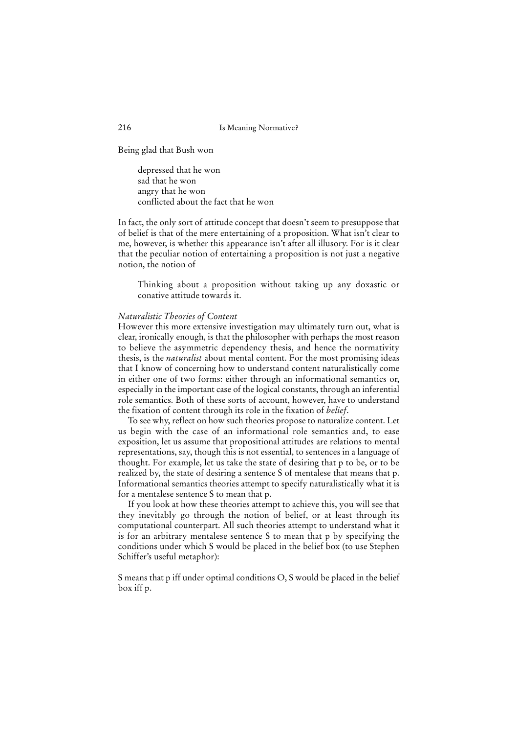Being glad that Bush won

> depressed that he won
> sad that he won
> angry that he won
> conflicted about the fact that he won

In fact, the only sort of attitude concept that doesn't seem to presuppose that of belief is that of the mere entertaining of a proposition. What isn't clear to me, however, is whether this appearance isn't after all illusory. For is it clear that the peculiar notion of entertaining a proposition is not just a negative notion, the notion of

> Thinking about a proposition without taking up any doxastic or conative attitude towards it.

*Naturalistic Theories of Content*

However this more extensive investigation may ultimately turn out, what is clear, ironically enough, is that the philosopher with perhaps the most reason to believe the asymmetric dependency thesis, and hence the normativity thesis, is the *naturalist* about mental content. For the most promising ideas that I know of concerning how to understand content naturalistically come in either one of two forms: either through an informational semantics or, especially in the important case of the logical constants, through an inferential role semantics. Both of these sorts of account, however, have to understand the fixation of content through its role in the fixation of *belief*.

To see why, reflect on how such theories propose to naturalize content. Let us begin with the case of an informational role semantics and, to ease exposition, let us assume that propositional attitudes are relations to mental representations, say, though this is not essential, to sentences in a language of thought. For example, let us take the state of desiring that p to be, or to be realized by, the state of desiring a sentence S of mentalese that means that p. Informational semantics theories attempt to specify naturalistically what it is for a mentalese sentence S to mean that p.

If you look at how these theories attempt to achieve this, you will see that they inevitably go through the notion of belief, or at least through its computational counterpart. All such theories attempt to understand what it is for an arbitrary mentalese sentence S to mean that p by specifying the conditions under which S would be placed in the belief box (to use Stephen Schiffer's useful metaphor):

S means that p iff under optimal conditions O, S would be placed in the belief box iff p.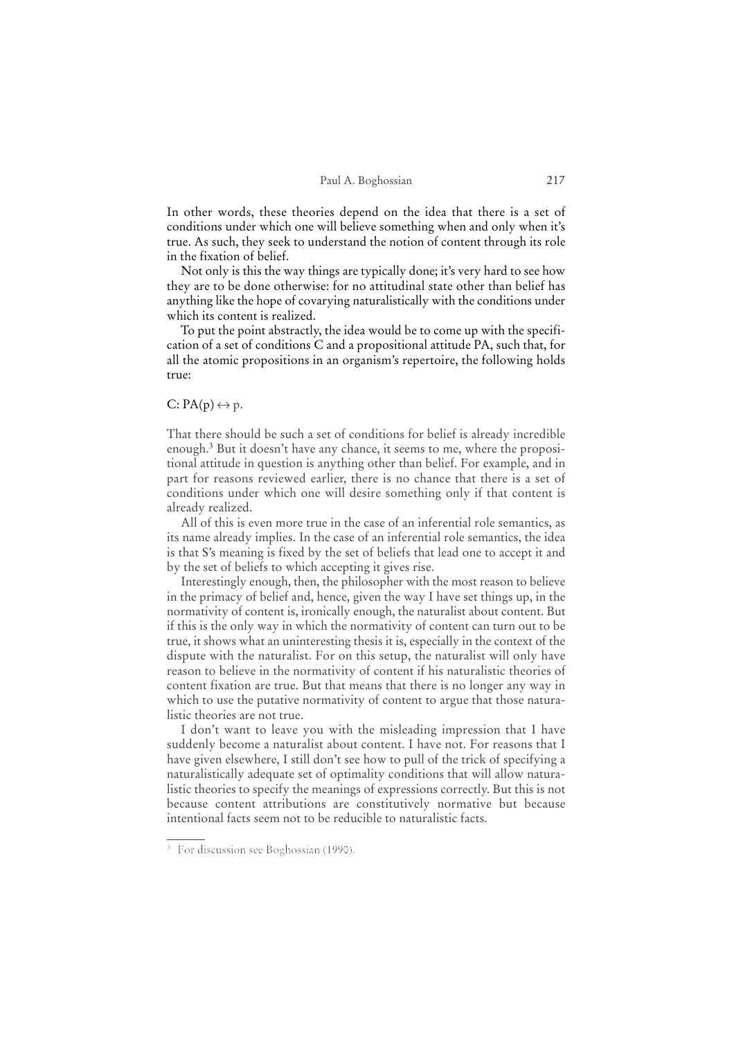In other words, these theories depend on the idea that there is a set of conditions under which one will believe something when and only when it's true. As such, they seek to understand the notion of content through its role in the fixation of belief.

Not only is this the way things are typically done; it's very hard to see how they are to be done otherwise: for no attitudinal state other than belief has anything like the hope of covarying naturalistically with the conditions under which its content is realized.

To put the point abstractly, the idea would be to come up with the specification of a set of conditions C and a propositional attitude PA, such that, for all the atomic propositions in an organism's repertoire, the following holds true:

$$C: PA(p) \leftrightarrow p.$$

That there should be such a set of conditions for belief is already incredible enough.[3] But it doesn't have any chance, it seems to me, where the propositional attitude in question is anything other than belief. For example, and in part for reasons reviewed earlier, there is no chance that there is a set of conditions under which one will desire something only if that content is already realized.

All of this is even more true in the case of an inferential role semantics, as its name already implies. In the case of an inferential role semantics, the idea is that S's meaning is fixed by the set of beliefs that lead one to accept it and by the set of beliefs to which accepting it gives rise.

Interestingly enough, then, the philosopher with the most reason to believe in the primacy of belief and, hence, given the way I have set things up, in the normativity of content is, ironically enough, the naturalist about content. But if this is the only way in which the normativity of content can turn out to be true, it shows what an uninteresting thesis it is, especially in the context of the dispute with the naturalist. For on this setup, the naturalist will only have reason to believe in the normativity of content if his naturalistic theories of content fixation are true. But that means that there is no longer any way in which to use the putative normativity of content to argue that those naturalistic theories are not true.

I don't want to leave you with the misleading impression that I have suddenly become a naturalist about content. I have not. For reasons that I have given elsewhere, I still don't see how to pull of the trick of specifying a naturalistically adequate set of optimality conditions that will allow naturalistic theories to specify the meanings of expressions correctly. But this is not because content attributions are constitutively normative but because intentional facts seem not to be reducible to naturalistic facts.

---

[3] For discussion see Boghossian (1990).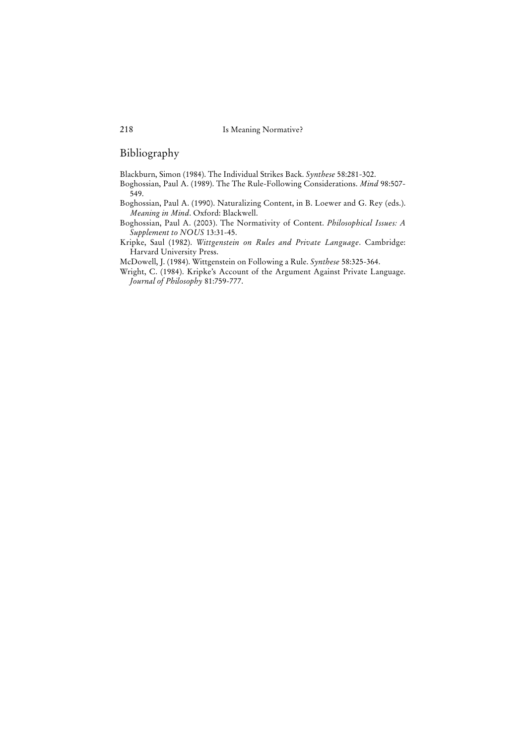## Bibliography

Blackburn, Simon (1984). The Individual Strikes Back. *Synthese* 58:281-302.

Boghossian, Paul A. (1989). The The Rule-Following Considerations. *Mind* 98:507-549.

Boghossian, Paul A. (1990). Naturalizing Content, in B. Loewer and G. Rey (eds.). *Meaning in Mind*. Oxford: Blackwell.

Boghossian, Paul A. (2003). The Normativity of Content. *Philosophical Issues: A Supplement to NOUS* 13:31-45.

Kripke, Saul (1982). *Wittgenstein on Rules and Private Language*. Cambridge: Harvard University Press.

McDowell, J. (1984). Wittgenstein on Following a Rule. *Synthese* 58:325-364.

Wright, C. (1984). Kripke's Account of the Argument Against Private Language. *Journal of Philosophy* 81:759-777.